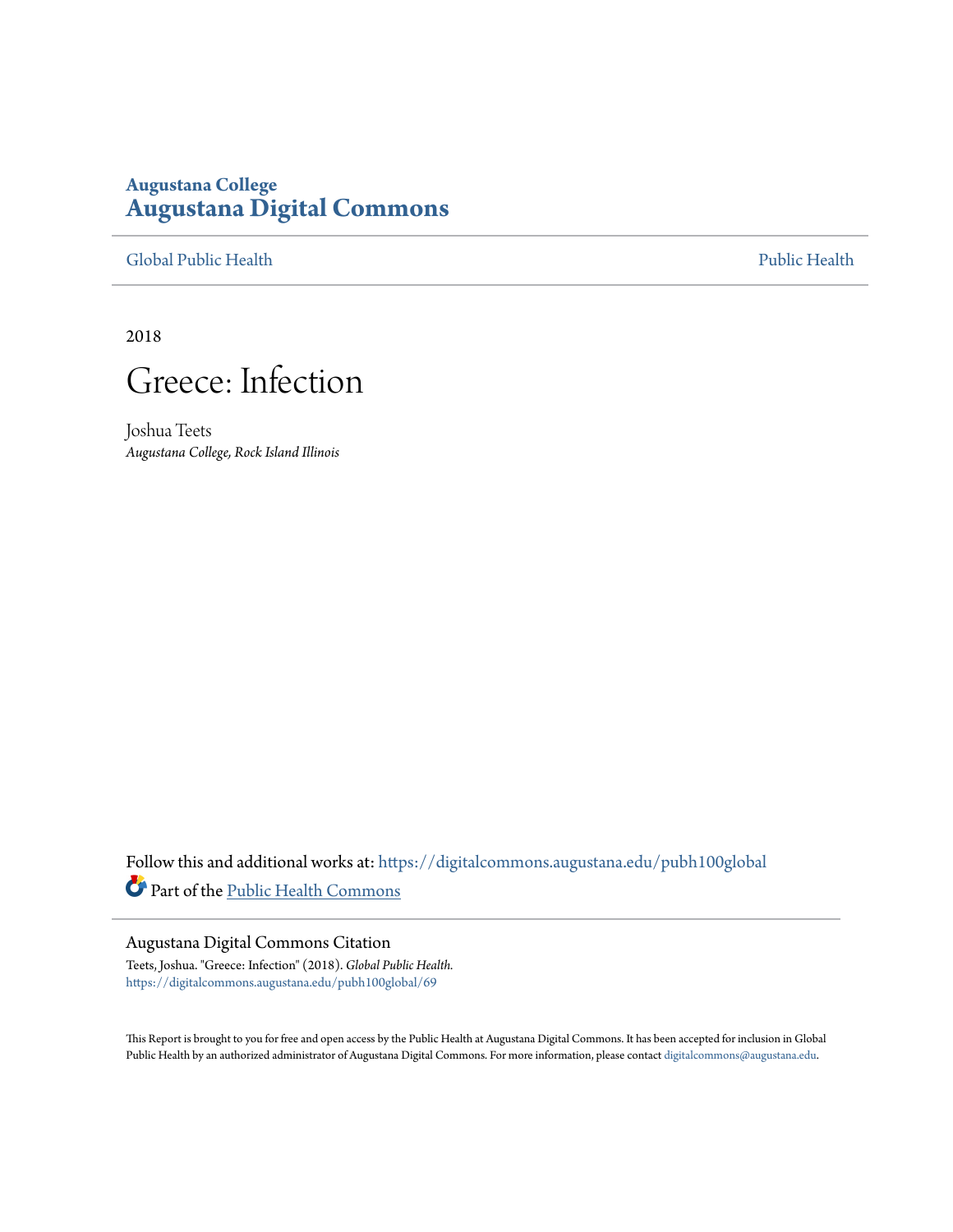**Augustana College**
# Augustana Digital Commons

Global Public Health | Public Health

2018

# Greece: Infection

Joshua Teets
*Augustana College, Rock Island Illinois*

Follow this and additional works at: https://digitalcommons.augustana.edu/pubh100global

Part of the Public Health Commons

## Augustana Digital Commons Citation

Teets, Joshua. "Greece: Infection" (2018). *Global Public Health.*
https://digitalcommons.augustana.edu/pubh100global/69

This Report is brought to you for free and open access by the Public Health at Augustana Digital Commons. It has been accepted for inclusion in Global Public Health by an authorized administrator of Augustana Digital Commons. For more information, please contact digitalcommons@augustana.edu.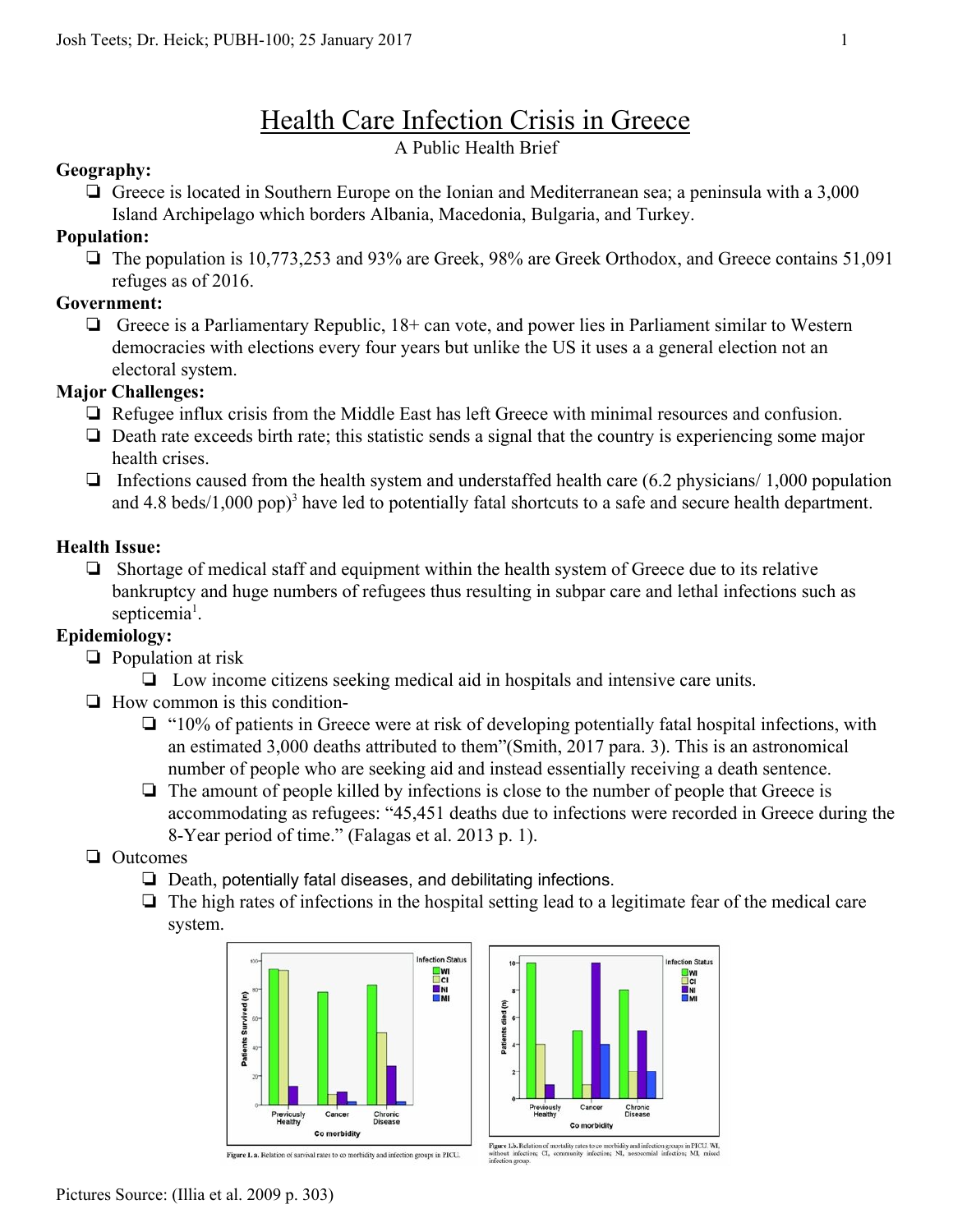# Health Care Infection Crisis in Greece

A Public Health Brief

**Geography:**

- Greece is located in Southern Europe on the Ionian and Mediterranean sea; a peninsula with a 3,000 Island Archipelago which borders Albania, Macedonia, Bulgaria, and Turkey.

**Population:**

- The population is 10,773,253 and 93% are Greek, 98% are Greek Orthodox, and Greece contains 51,091 refuges as of 2016.

**Government:**

- Greece is a Parliamentary Republic, 18+ can vote, and power lies in Parliament similar to Western democracies with elections every four years but unlike the US it uses a a general election not an electoral system.

**Major Challenges:**

- Refugee influx crisis from the Middle East has left Greece with minimal resources and confusion.
- Death rate exceeds birth rate; this statistic sends a signal that the country is experiencing some major health crises.
- Infections caused from the health system and understaffed health care (6.2 physicians/ 1,000 population and 4.8 beds/1,000 pop)[3] have led to potentially fatal shortcuts to a safe and secure health department.

**Health Issue:**

- Shortage of medical staff and equipment within the health system of Greece due to its relative bankruptcy and huge numbers of refugees thus resulting in subpar care and lethal infections such as septicemia[1].

**Epidemiology:**

- Population at risk
  - Low income citizens seeking medical aid in hospitals and intensive care units.
- How common is this condition-
  - "10% of patients in Greece were at risk of developing potentially fatal hospital infections, with an estimated 3,000 deaths attributed to them"(Smith, 2017 para. 3). This is an astronomical number of people who are seeking aid and instead essentially receiving a death sentence.
  - The amount of people killed by infections is close to the number of people that Greece is accommodating as refugees: "45,451 deaths due to infections were recorded in Greece during the 8-Year period of time." (Falagas et al. 2013 p. 1).
- Outcomes
  - Death, potentially fatal diseases, and debilitating infections.
  - The high rates of infections in the hospital setting lead to a legitimate fear of the medical care system.

Figure 1. a. Relation of survival rates to co morbidity and infection groups in PICU.

Figure 1.b. Relation of mortality rates to co morbidity and infection groups in PICU. WI, without infection; CI, community infection; NI, nosocomial infection; MI, mixed infection group.

Pictures Source: (Illia et al. 2009 p. 303)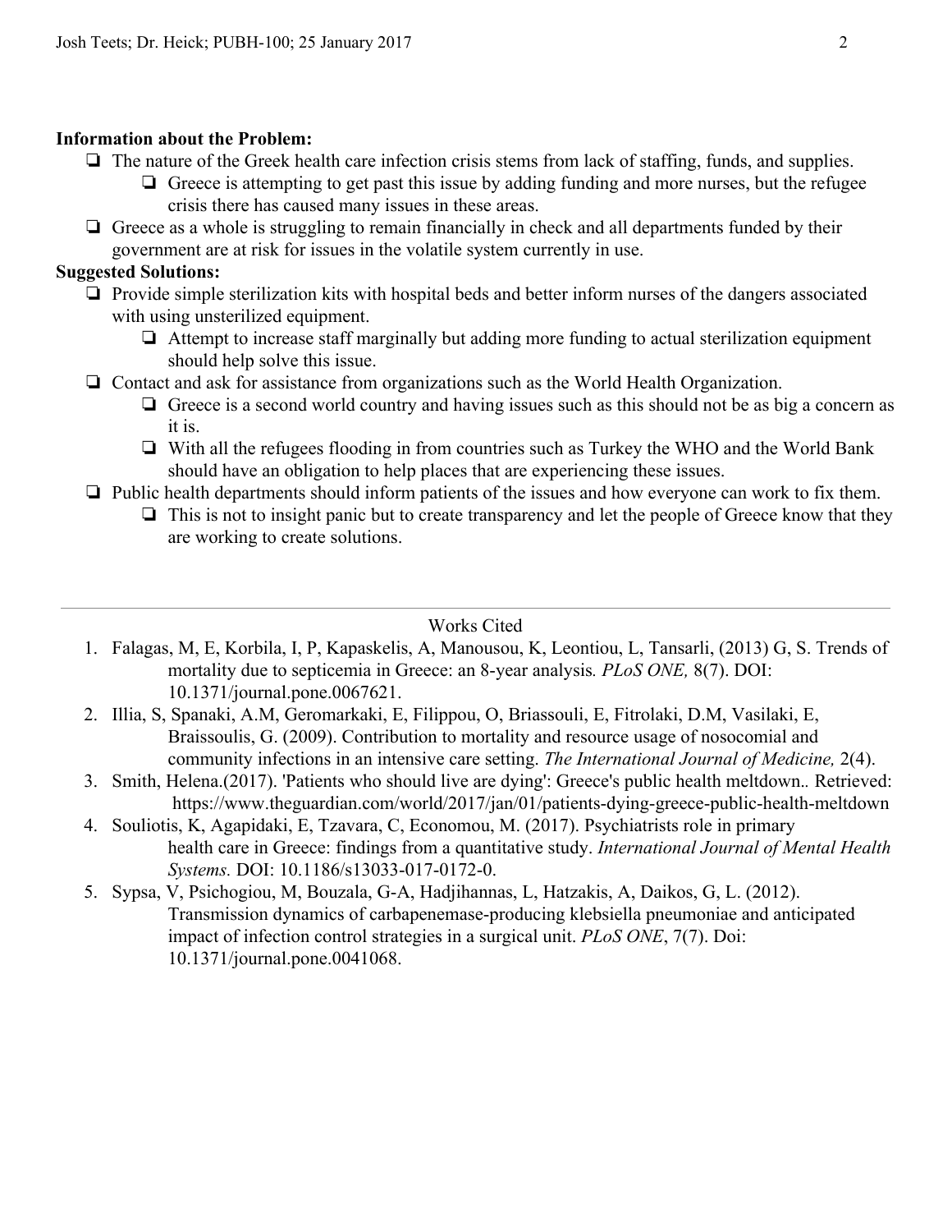**Information about the Problem:**

- The nature of the Greek health care infection crisis stems from lack of staffing, funds, and supplies.
    - Greece is attempting to get past this issue by adding funding and more nurses, but the refugee crisis there has caused many issues in these areas.
- Greece as a whole is struggling to remain financially in check and all departments funded by their government are at risk for issues in the volatile system currently in use.

**Suggested Solutions:**

- Provide simple sterilization kits with hospital beds and better inform nurses of the dangers associated with using unsterilized equipment.
    - Attempt to increase staff marginally but adding more funding to actual sterilization equipment should help solve this issue.
- Contact and ask for assistance from organizations such as the World Health Organization.
    - Greece is a second world country and having issues such as this should not be as big a concern as it is.
    - With all the refugees flooding in from countries such as Turkey the WHO and the World Bank should have an obligation to help places that are experiencing these issues.
- Public health departments should inform patients of the issues and how everyone can work to fix them.
    - This is not to insight panic but to create transparency and let the people of Greece know that they are working to create solutions.

---

Works Cited

1. Falagas, M, E, Korbila, I, P, Kapaskelis, A, Manousou, K, Leontiou, L, Tansarli, (2013) G, S. Trends of mortality due to septicemia in Greece: an 8-year analysis. *PLoS ONE,* 8(7). DOI: 10.1371/journal.pone.0067621.
2. Illia, S, Spanaki, A.M, Geromarkaki, E, Filippou, O, Briassouli, E, Fitrolaki, D.M, Vasilaki, E, Braissoulis, G. (2009). Contribution to mortality and resource usage of nosocomial and community infections in an intensive care setting. *The International Journal of Medicine,* 2(4).
3. Smith, Helena.(2017). 'Patients who should live are dying': Greece's public health meltdown.. Retrieved: https://www.theguardian.com/world/2017/jan/01/patients-dying-greece-public-health-meltdown
4. Souliotis, K, Agapidaki, E, Tzavara, C, Economou, M. (2017). Psychiatrists role in primary health care in Greece: findings from a quantitative study. *International Journal of Mental Health Systems.* DOI: 10.1186/s13033-017-0172-0.
5. Sypsa, V, Psichogiou, M, Bouzala, G-A, Hadjihannas, L, Hatzakis, A, Daikos, G, L. (2012). Transmission dynamics of carbapenemase-producing klebsiella pneumoniae and anticipated impact of infection control strategies in a surgical unit. *PLoS ONE*, 7(7). Doi: 10.1371/journal.pone.0041068.